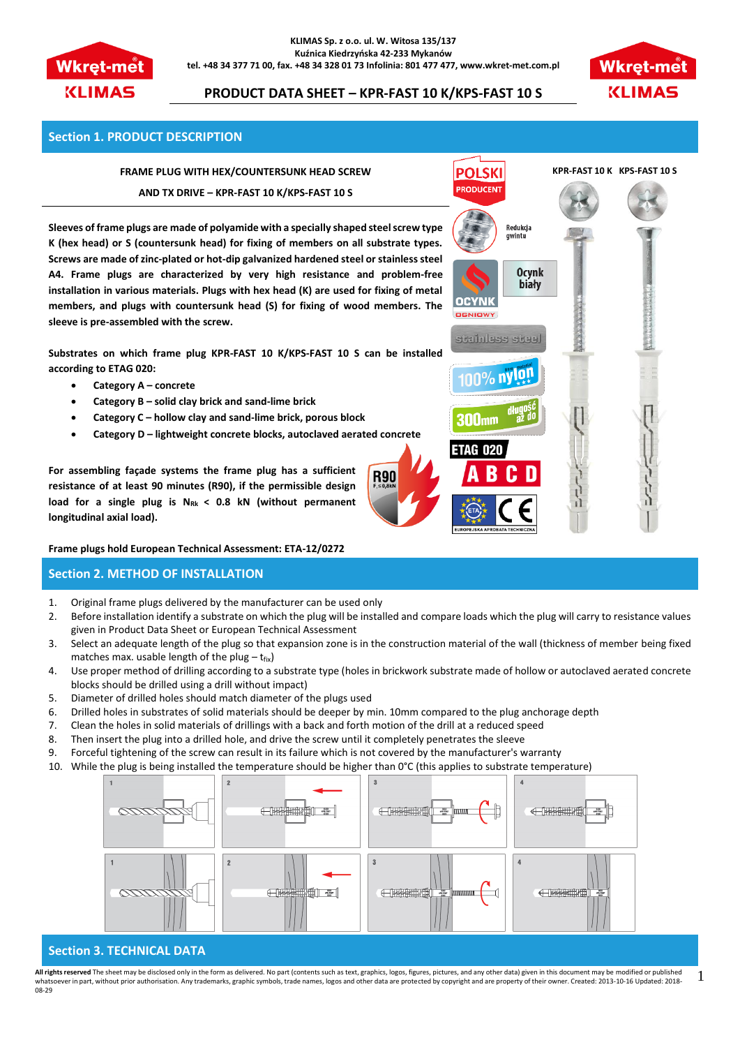KLIMAS Sp. z o.o. ul. W. Witosa 135/137
Kuźnica Kiedrzyńska 42-233 Mykanów
tel. +48 34 377 71 00, fax. +48 34 328 01 73 Infolinia: 801 477 477, www.wkret-met.com.pl

# PRODUCT DATA SHEET – KPR-FAST 10 K/KPS-FAST 10 S

## Section 1. PRODUCT DESCRIPTION

**FRAME PLUG WITH HEX/COUNTERSUNK HEAD SCREW AND TX DRIVE – KPR-FAST 10 K/KPS-FAST 10 S**

**Sleeves of frame plugs are made of polyamide with a specially shaped steel screw type K (hex head) or S (countersunk head) for fixing of members on all substrate types. Screws are made of zinc-plated or hot-dip galvanized hardened steel or stainless steel A4. Frame plugs are characterized by very high resistance and problem-free installation in various materials. Plugs with hex head (K) are used for fixing of metal members, and plugs with countersunk head (S) for fixing of wood members. The sleeve is pre-assembled with the screw.**

**Substrates on which frame plug KPR-FAST 10 K/KPS-FAST 10 S can be installed according to ETAG 020:**

- **Category A – concrete**
- **Category B – solid clay brick and sand-lime brick**
- **Category C – hollow clay and sand-lime brick, porous block**
- **Category D – lightweight concrete blocks, autoclaved aerated concrete**

**For assembling façade systems the frame plug has a sufficient resistance of at least 90 minutes (R90), if the permissible design load for a single plug is $N_{Rk}$ < 0.8 kN (without permanent longitudinal axial load).**

**Frame plugs hold European Technical Assessment: ETA-12/0272**

## Section 2. METHOD OF INSTALLATION

1. Original frame plugs delivered by the manufacturer can be used only
2. Before installation identify a substrate on which the plug will be installed and compare loads which the plug will carry to resistance values given in Product Data Sheet or European Technical Assessment
3. Select an adequate length of the plug so that expansion zone is in the construction material of the wall (thickness of member being fixed matches max. usable length of the plug – $t_{fix}$)
4. Use proper method of drilling according to a substrate type (holes in brickwork substrate made of hollow or autoclaved aerated concrete blocks should be drilled using a drill without impact)
5. Diameter of drilled holes should match diameter of the plugs used
6. Drilled holes in substrates of solid materials should be deeper by min. 10mm compared to the plug anchorage depth
7. Clean the holes in solid materials of drillings with a back and forth motion of the drill at a reduced speed
8. Then insert the plug into a drilled hole, and drive the screw until it completely penetrates the sleeve
9. Forceful tightening of the screw can result in its failure which is not covered by the manufacturer's warranty
10. While the plug is being installed the temperature should be higher than 0°C (this applies to substrate temperature)

## Section 3. TECHNICAL DATA

**All rights reserved** The sheet may be disclosed only in the form as delivered. No part (contents such as text, graphics, logos, figures, pictures, and any other data) given in this document may be modified or published whatsoever in part, without prior authorisation. Any trademarks, graphic symbols, trade names, logos and other data are protected by copyright and are property of their owner. Created: 2013-10-16 Updated: 2018-08-29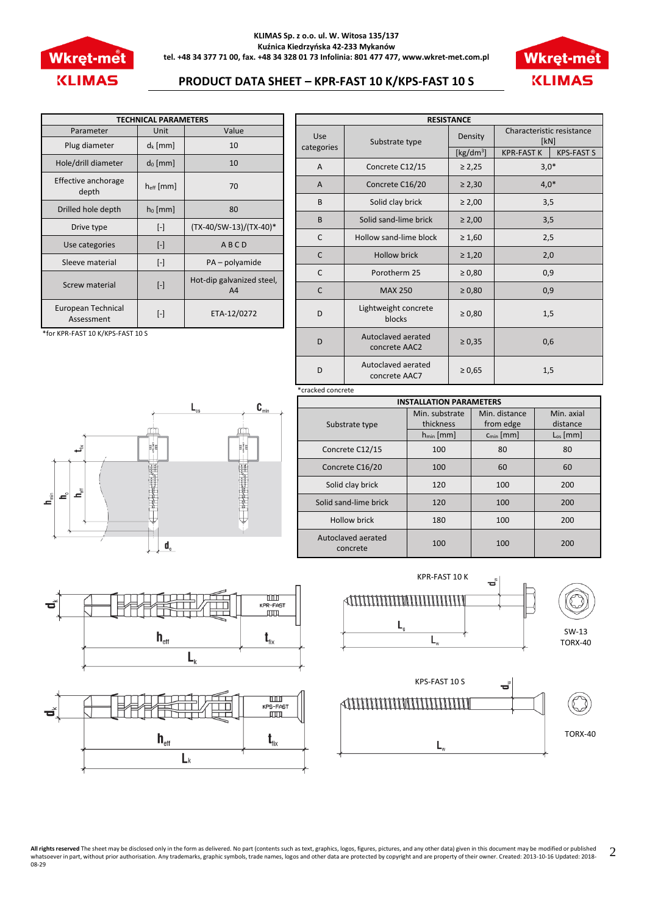KLIMAS Sp. z o.o. ul. W. Witosa 135/137
Kuźnica Kiedrzyńska 42-233 Mykanów
tel. +48 34 377 71 00, fax. +48 34 328 01 73 Infolinia: 801 477 477, www.wkret-met.com.pl

# PRODUCT DATA SHEET – KPR-FAST 10 K/KPS-FAST 10 S

| TECHNICAL PARAMETERS | | |
|---|---|---|
| Parameter | Unit | Value |
| Plug diameter | $d_k$ [mm] | 10 |
| Hole/drill diameter | $d_0$ [mm] | 10 |
| Effective anchorage depth | $h_{eff}$ [mm] | 70 |
| Drilled hole depth | $h_0$ [mm] | 80 |
| Drive type | [-] | (TX-40/SW-13)/(TX-40)* |
| Use categories | [-] | A B C D |
| Sleeve material | [-] | PA – polyamide |
| Screw material | [-] | Hot-dip galvanized steel, A4 |
| European Technical Assessment | [-] | ETA-12/0272 |

*for KPR-FAST 10 K/KPS-FAST 10 S

| RESISTANCE | | | | |
|---|---|---|---|---|
| Use categories | Substrate type | Density | Characteristic resistance [kN] | |
| | | [kg/dm³] | KPR-FAST K | KPS-FAST S |
| A | Concrete C12/15 | ≥ 2,25 | 3,0* | |
| A | Concrete C16/20 | ≥ 2,30 | 4,0* | |
| B | Solid clay brick | ≥ 2,00 | 3,5 | |
| B | Solid sand-lime brick | ≥ 2,00 | 3,5 | |
| C | Hollow sand-lime block | ≥ 1,60 | 2,5 | |
| C | Hollow brick | ≥ 1,20 | 2,0 | |
| C | Porotherm 25 | ≥ 0,80 | 0,9 | |
| C | MAX 250 | ≥ 0,80 | 0,9 | |
| D | Lightweight concrete blocks | ≥ 0,80 | 1,5 | |
| D | Autoclaved aerated concrete AAC2 | ≥ 0,35 | 0,6 | |
| D | Autoclaved aerated concrete AAC7 | ≥ 0,65 | 1,5 | |

*cracked concrete

| INSTALLATION PARAMETERS | | | |
|---|---|---|---|
| Substrate type | Min. substrate thickness | Min. distance from edge | Min. axial distance |
| | $h_{min}$ [mm] | $c_{min}$ [mm] | $L_{os}$ [mm] |
| Concrete C12/15 | 100 | 80 | 80 |
| Concrete C16/20 | 100 | 60 | 60 |
| Solid clay brick | 120 | 100 | 200 |
| Solid sand-lime brick | 120 | 100 | 200 |
| Hollow brick | 180 | 100 | 200 |
| Autoclaved aerated concrete | 100 | 100 | 200 |

KPR-FAST 10 K

SW-13
TORX-40

KPS-FAST 10 S

TORX-40

**All rights reserved** The sheet may be disclosed only in the form as delivered. No part (contents such as text, graphics, logos, figures, pictures, and any other data) given in this document may be modified or published whatsoever in part, without prior authorisation. Any trademarks, graphic symbols, trade names, logos and other data are protected by copyright and are property of their owner. Created: 2013-10-16 Updated: 2018-08-29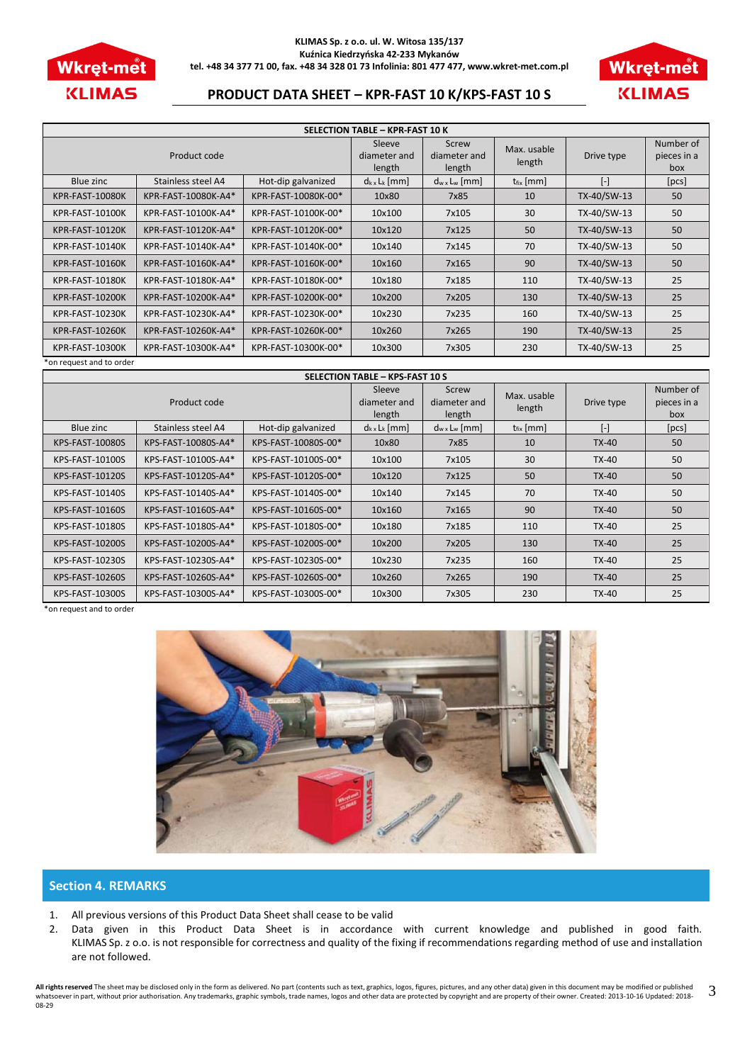KLIMAS Sp. z o.o. ul. W. Witosa 135/137
Kuźnica Kiedrzyńska 42-233 Mykanów
tel. +48 34 377 71 00, fax. +48 34 328 01 73 Infolinia: 801 477 477, www.wkret-met.com.pl

# PRODUCT DATA SHEET – KPR-FAST 10 K/KPS-FAST 10 S

**SELECTION TABLE – KPR-FAST 10 K**

| Product code | | | Sleeve diameter and length | Screw diameter and length | Max. usable length | Drive type | Number of pieces in a box |
|---|---|---|---|---|---|---|---|
| Blue zinc | Stainless steel A4 | Hot-dip galvanized | $d_k \times L_k$ [mm] | $d_w \times L_w$ [mm] | $t_{fix}$ [mm] | [-] | [pcs] |
| KPR-FAST-10080K | KPR-FAST-10080K-A4* | KPR-FAST-10080K-00* | 10x80 | 7x85 | 10 | TX-40/SW-13 | 50 |
| KPR-FAST-10100K | KPR-FAST-10100K-A4* | KPR-FAST-10100K-00* | 10x100 | 7x105 | 30 | TX-40/SW-13 | 50 |
| KPR-FAST-10120K | KPR-FAST-10120K-A4* | KPR-FAST-10120K-00* | 10x120 | 7x125 | 50 | TX-40/SW-13 | 50 |
| KPR-FAST-10140K | KPR-FAST-10140K-A4* | KPR-FAST-10140K-00* | 10x140 | 7x145 | 70 | TX-40/SW-13 | 50 |
| KPR-FAST-10160K | KPR-FAST-10160K-A4* | KPR-FAST-10160K-00* | 10x160 | 7x165 | 90 | TX-40/SW-13 | 50 |
| KPR-FAST-10180K | KPR-FAST-10180K-A4* | KPR-FAST-10180K-00* | 10x180 | 7x185 | 110 | TX-40/SW-13 | 25 |
| KPR-FAST-10200K | KPR-FAST-10200K-A4* | KPR-FAST-10200K-00* | 10x200 | 7x205 | 130 | TX-40/SW-13 | 25 |
| KPR-FAST-10230K | KPR-FAST-10230K-A4* | KPR-FAST-10230K-00* | 10x230 | 7x235 | 160 | TX-40/SW-13 | 25 |
| KPR-FAST-10260K | KPR-FAST-10260K-A4* | KPR-FAST-10260K-00* | 10x260 | 7x265 | 190 | TX-40/SW-13 | 25 |
| KPR-FAST-10300K | KPR-FAST-10300K-A4* | KPR-FAST-10300K-00* | 10x300 | 7x305 | 230 | TX-40/SW-13 | 25 |

*on request and to order

**SELECTION TABLE – KPS-FAST 10 S**

| Product code | | | Sleeve diameter and length | Screw diameter and length | Max. usable length | Drive type | Number of pieces in a box |
|---|---|---|---|---|---|---|---|
| Blue zinc | Stainless steel A4 | Hot-dip galvanized | $d_k \times L_k$ [mm] | $d_w \times L_w$ [mm] | $t_{fix}$ [mm] | [-] | [pcs] |
| KPS-FAST-10080S | KPS-FAST-10080S-A4* | KPS-FAST-10080S-00* | 10x80 | 7x85 | 10 | TX-40 | 50 |
| KPS-FAST-10100S | KPS-FAST-10100S-A4* | KPS-FAST-10100S-00* | 10x100 | 7x105 | 30 | TX-40 | 50 |
| KPS-FAST-10120S | KPS-FAST-10120S-A4* | KPS-FAST-10120S-00* | 10x120 | 7x125 | 50 | TX-40 | 50 |
| KPS-FAST-10140S | KPS-FAST-10140S-A4* | KPS-FAST-10140S-00* | 10x140 | 7x145 | 70 | TX-40 | 50 |
| KPS-FAST-10160S | KPS-FAST-10160S-A4* | KPS-FAST-10160S-00* | 10x160 | 7x165 | 90 | TX-40 | 50 |
| KPS-FAST-10180S | KPS-FAST-10180S-A4* | KPS-FAST-10180S-00* | 10x180 | 7x185 | 110 | TX-40 | 25 |
| KPS-FAST-10200S | KPS-FAST-10200S-A4* | KPS-FAST-10200S-00* | 10x200 | 7x205 | 130 | TX-40 | 25 |
| KPS-FAST-10230S | KPS-FAST-10230S-A4* | KPS-FAST-10230S-00* | 10x230 | 7x235 | 160 | TX-40 | 25 |
| KPS-FAST-10260S | KPS-FAST-10260S-A4* | KPS-FAST-10260S-00* | 10x260 | 7x265 | 190 | TX-40 | 25 |
| KPS-FAST-10300S | KPS-FAST-10300S-A4* | KPS-FAST-10300S-00* | 10x300 | 7x305 | 230 | TX-40 | 25 |

*on request and to order

## Section 4. REMARKS

1. All previous versions of this Product Data Sheet shall cease to be valid
2. Data given in this Product Data Sheet is in accordance with current knowledge and published in good faith. KLIMAS Sp. z o.o. is not responsible for correctness and quality of the fixing if recommendations regarding method of use and installation are not followed.

**All rights reserved** The sheet may be disclosed only in the form as delivered. No part (contents such as text, graphics, logos, figures, pictures, and any other data) given in this document may be modified or published whatsoever in part, without prior authorisation. Any trademarks, graphic symbols, trade names, logos and other data are protected by copyright and are property of their owner. Created: 2013-10-16 Updated: 2018-08-29